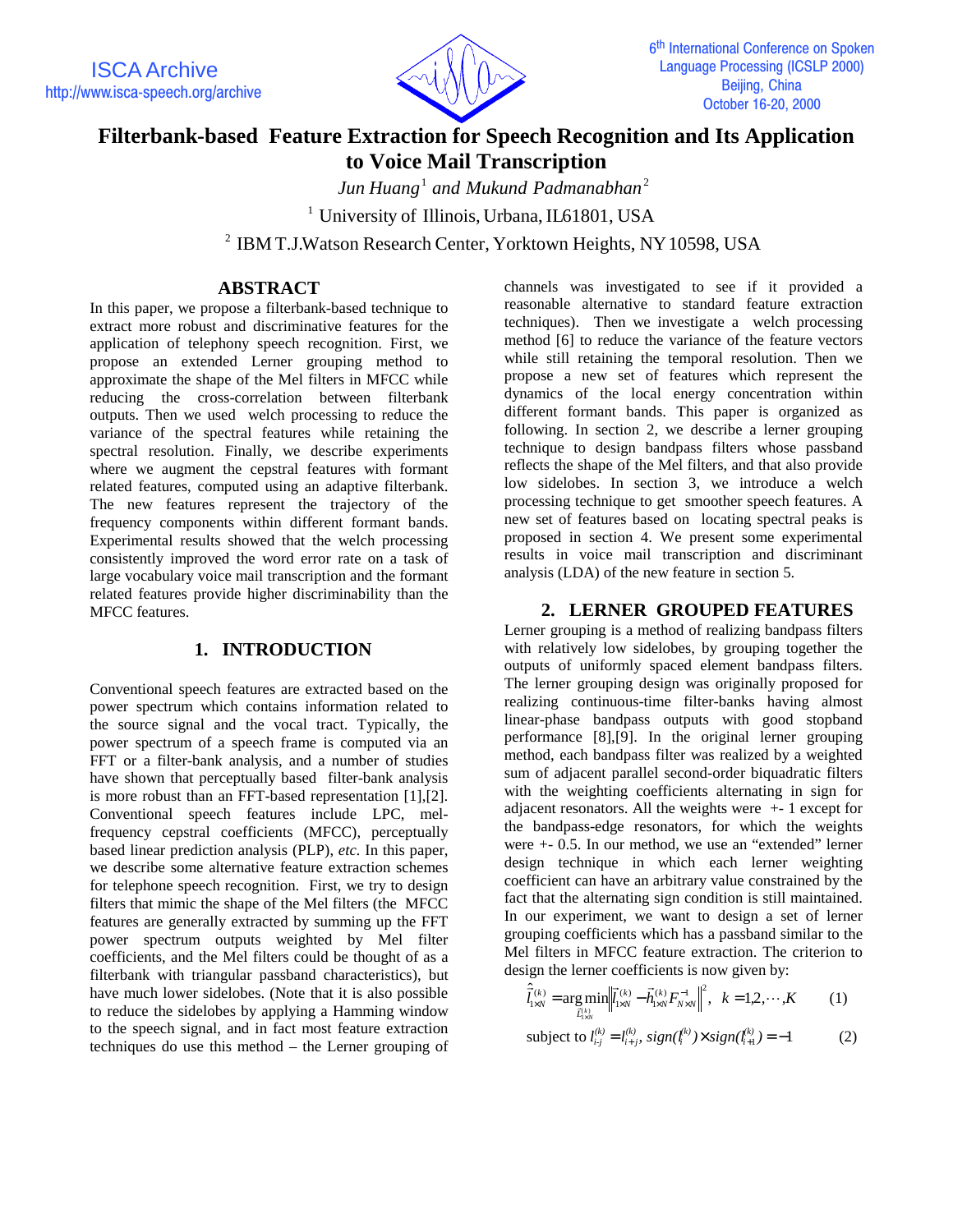# Filterbank-based Feature Extraction for Speech Recognition and Its Application to Voice Mail Transcription

*Jun Huang*[1] *and Mukund Padmanabhan*[2]

[1] University of Illinois, Urbana, IL61801, USA

[2] IBM T.J.Watson Research Center, Yorktown Heights, NY 10598, USA

## ABSTRACT

In this paper, we propose a filterbank-based technique to extract more robust and discriminative features for the application of telephony speech recognition. First, we propose an extended Lerner grouping method to approximate the shape of the Mel filters in MFCC while reducing the cross-correlation between filterbank outputs. Then we used welch processing to reduce the variance of the spectral features while retaining the spectral resolution. Finally, we describe experiments where we augment the cepstral features with formant related features, computed using an adaptive filterbank. The new features represent the trajectory of the frequency components within different formant bands. Experimental results showed that the welch processing consistently improved the word error rate on a task of large vocabulary voice mail transcription and the formant related features provide higher discriminability than the MFCC features.

## 1. INTRODUCTION

Conventional speech features are extracted based on the power spectrum which contains information related to the source signal and the vocal tract. Typically, the power spectrum of a speech frame is computed via an FFT or a filter-bank analysis, and a number of studies have shown that perceptually based filter-bank analysis is more robust than an FFT-based representation [1],[2]. Conventional speech features include LPC, mel-frequency cepstral coefficients (MFCC), perceptually based linear prediction analysis (PLP), *etc.* In this paper, we describe some alternative feature extraction schemes for telephone speech recognition. First, we try to design filters that mimic the shape of the Mel filters (the MFCC features are generally extracted by summing up the FFT power spectrum outputs weighted by Mel filter coefficients, and the Mel filters could be thought of as a filterbank with triangular passband characteristics), but have much lower sidelobes. (Note that it is also possible to reduce the sidelobes by applying a Hamming window to the speech signal, and in fact most feature extraction techniques do use this method – the Lerner grouping of channels was investigated to see if it provided a reasonable alternative to standard feature extraction techniques). Then we investigate a welch processing method [6] to reduce the variance of the feature vectors while still retaining the temporal resolution. Then we propose a new set of features which represent the dynamics of the local energy concentration within different formant bands. This paper is organized as following. In section 2, we describe a lerner grouping technique to design bandpass filters whose passband reflects the shape of the Mel filters, and that also provide low sidelobes. In section 3, we introduce a welch processing technique to get smoother speech features. A new set of features based on locating spectral peaks is proposed in section 4. We present some experimental results in voice mail transcription and discriminant analysis (LDA) of the new feature in section 5.

## 2. LERNER GROUPED FEATURES

Lerner grouping is a method of realizing bandpass filters with relatively low sidelobes, by grouping together the outputs of uniformly spaced element bandpass filters. The lerner grouping design was originally proposed for realizing continuous-time filter-banks having almost linear-phase bandpass outputs with good stopband performance [8],[9]. In the original lerner grouping method, each bandpass filter was realized by a weighted sum of adjacent parallel second-order biquadratic filters with the weighting coefficients alternating in sign for adjacent resonators. All the weights were +- 1 except for the bandpass-edge resonators, for which the weights were +- 0.5. In our method, we use an "extended" lerner design technique in which each lerner weighting coefficient can have an arbitrary value constrained by the fact that the alternating sign condition is still maintained. In our experiment, we want to design a set of lerner grouping coefficients which has a passband similar to the Mel filters in MFCC feature extraction. The criterion to design the lerner coefficients is now given by:

$$\hat{\vec{l}}^{(k)}_{1\times N} = \arg\min_{\vec{l}^{(k)}_{1\times N}} \left\| \vec{l}^{(k)}_{1\times N} - \vec{h}^{(k)}_{1\times N} F^{-1}_{N\times N} \right\|^2, \quad k = 1,2,\cdots,K \qquad (1)$$

$$\text{subject to } l^{(k)}_{i-j} = l^{(k)}_{i+j},\ sign(l^{(k)}_i)\times sign(l^{(k)}_{i+1}) = -1 \qquad (2)$$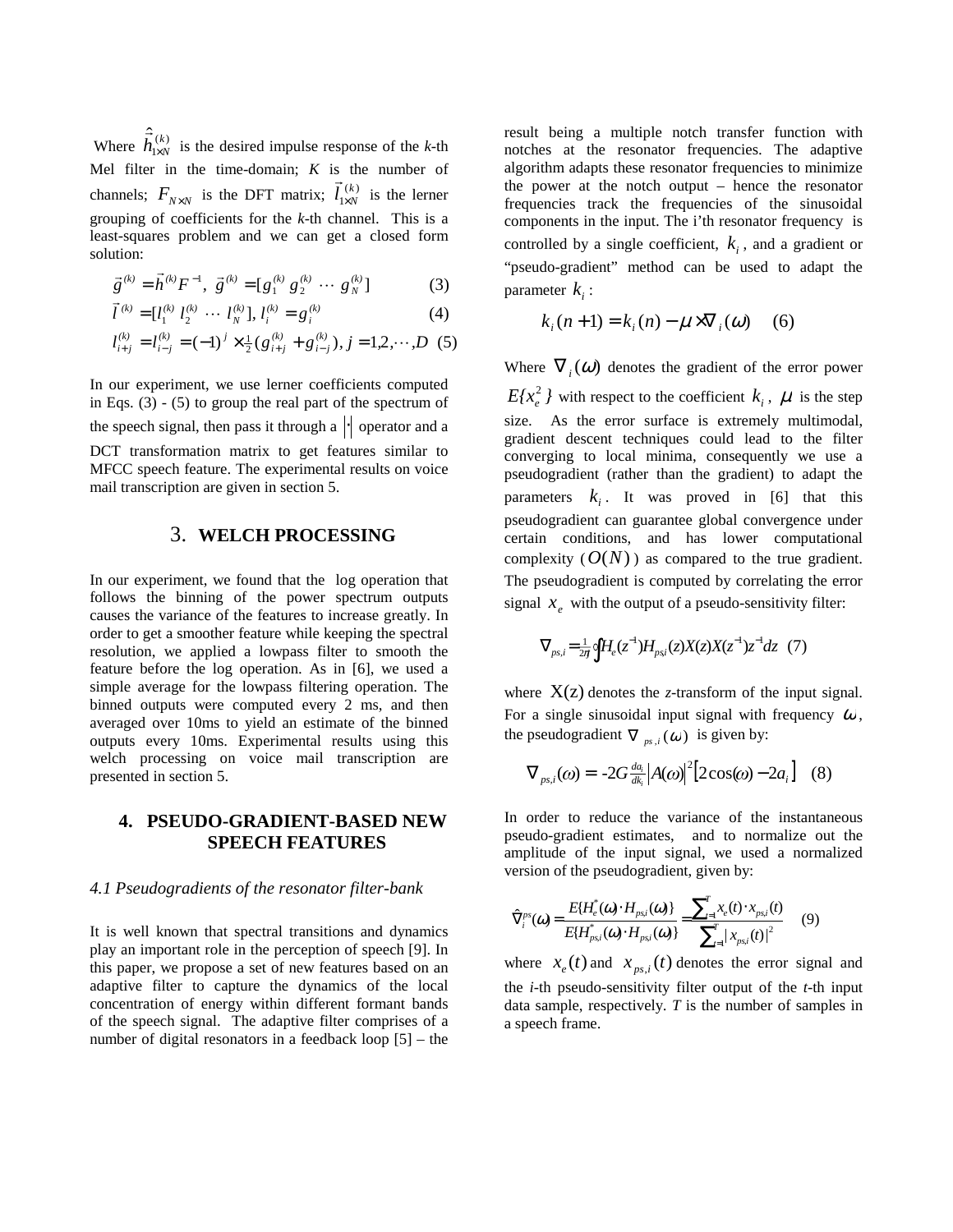Where $\hat{\vec{h}}_{1\times N}^{(k)}$ is the desired impulse response of the *k*-th Mel filter in the time-domain; $K$ is the number of channels; $F_{N\times N}$ is the DFT matrix; $\vec{l}_{1\times N}^{(k)}$ is the lerner grouping of coefficients for the *k*-th channel. This is a least-squares problem and we can get a closed form solution:

$$\vec{g}^{(k)} = \vec{h}^{(k)} F^{-1},\ \vec{g}^{(k)} = [g_1^{(k)}\ g_2^{(k)}\ \cdots\ g_N^{(k)}] \tag{3}$$

$$\vec{l}^{(k)} = [l_1^{(k)}\ l_2^{(k)}\ \cdots\ l_N^{(k)}],\ l_i^{(k)} = g_i^{(k)} \tag{4}$$

$$l_{i+j}^{(k)} = l_{i-j}^{(k)} = (-1)^j \times \tfrac{1}{2}(g_{i+j}^{(k)} + g_{i-j}^{(k)}),\ j = 1,2,\cdots,D \tag{5}$$

In our experiment, we use lerner coefficients computed in Eqs. (3) - (5) to group the real part of the spectrum of the speech signal, then pass it through a $|\cdot|$ operator and a DCT transformation matrix to get features similar to MFCC speech feature. The experimental results on voice mail transcription are given in section 5.

## 3. WELCH PROCESSING

In our experiment, we found that the log operation that follows the binning of the power spectrum outputs causes the variance of the features to increase greatly. In order to get a smoother feature while keeping the spectral resolution, we applied a lowpass filter to smooth the feature before the log operation. As in [6], we used a simple average for the lowpass filtering operation. The binned outputs were computed every 2 ms, and then averaged over 10ms to yield an estimate of the binned outputs every 10ms. Experimental results using this welch processing on voice mail transcription are presented in section 5.

## 4. PSEUDO-GRADIENT-BASED NEW SPEECH FEATURES

### *4.1 Pseudogradients of the resonator filter-bank*

It is well known that spectral transitions and dynamics play an important role in the perception of speech [9]. In this paper, we propose a set of new features based on an adaptive filter to capture the dynamics of the local concentration of energy within different formant bands of the speech signal. The adaptive filter comprises of a number of digital resonators in a feedback loop [5] – the result being a multiple notch transfer function with notches at the resonator frequencies. The adaptive algorithm adapts these resonator frequencies to minimize the power at the notch output – hence the resonator frequencies track the frequencies of the sinusoidal components in the input. The i'th resonator frequency is controlled by a single coefficient, $k_i$, and a gradient or "pseudo-gradient" method can be used to adapt the parameter $k_i$:

$$k_i(n+1) = k_i(n) - \mu \times \nabla_i(\omega) \tag{6}$$

Where $\nabla_i(\omega)$ denotes the gradient of the error power $E\{x_e^2\}$ with respect to the coefficient $k_i$, $\mu$ is the step size. As the error surface is extremely multimodal, gradient descent techniques could lead to the filter converging to local minima, consequently we use a pseudogradient (rather than the gradient) to adapt the parameters $k_i$. It was proved in [6] that this pseudogradient can guarantee global convergence under certain conditions, and has lower computational complexity ($O(N)$) as compared to the true gradient. The pseudogradient is computed by correlating the error signal $x_e$ with the output of a pseudo-sensitivity filter:

$$\nabla_{ps,i} = \tfrac{1}{2\pi j}\oint H_e(z^{-1}) H_{ps,i}(z) X(z) X(z^{-1}) z^{-1} dz \tag{7}$$

where $X(z)$ denotes the *z*-transform of the input signal. For a single sinusoidal input signal with frequency $\omega$, the pseudogradient $\nabla_{ps,i}(\omega)$ is given by:

$$\nabla_{ps,i}(\omega) = -2G \tfrac{da_i}{dk_i} |A(\omega)|^2 [2\cos(\omega) - 2a_i] \tag{8}$$

In order to reduce the variance of the instantaneous pseudo-gradient estimates, and to normalize out the amplitude of the input signal, we used a normalized version of the pseudogradient, given by:

$$\hat{\nabla}_i^{ps}(\omega) = \frac{E\{H_e^*(\omega) \cdot H_{ps,i}(\omega)\}}{E\{H_{ps,i}^*(\omega) \cdot H_{ps,i}(\omega)\}} = \frac{\sum_{t=1}^{T} x_e(t) \cdot x_{ps,i}(t)}{\sum_{t=1}^{T} |x_{ps,i}(t)|^2} \tag{9}$$

where $x_e(t)$ and $x_{ps,i}(t)$ denotes the error signal and the *i*-th pseudo-sensitivity filter output of the *t*-th input data sample, respectively. *T* is the number of samples in a speech frame.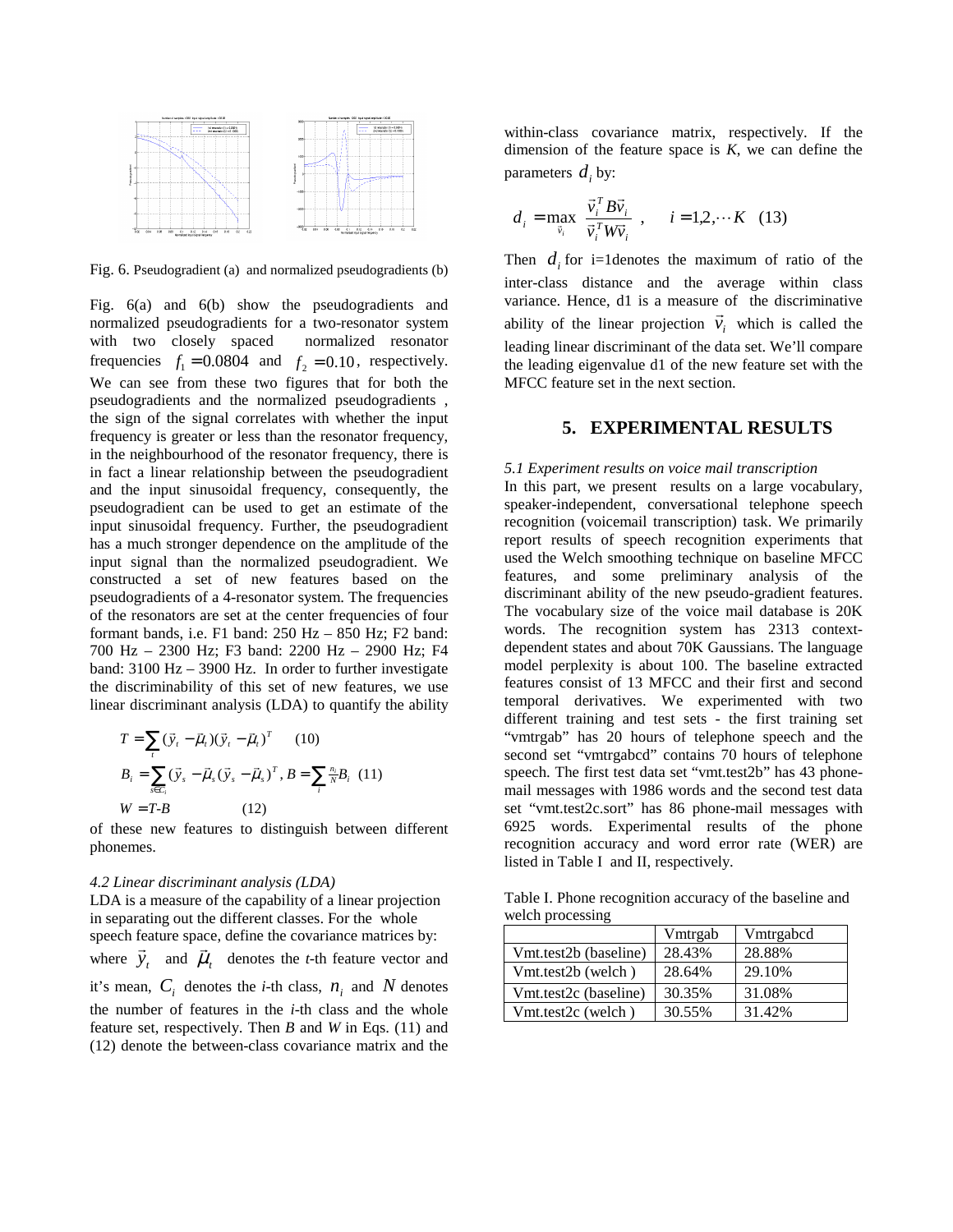Fig. 6. Pseudogradient (a) and normalized pseudogradients (b)

Fig. 6(a) and 6(b) show the pseudogradients and normalized pseudogradients for a two-resonator system with two closely spaced normalized resonator frequencies $f_1 = 0.0804$ and $f_2 = 0.10$, respectively. We can see from these two figures that for both the pseudogradients and the normalized pseudogradients , the sign of the signal correlates with whether the input frequency is greater or less than the resonator frequency, in the neighbourhood of the resonator frequency, there is in fact a linear relationship between the pseudogradient and the input sinusoidal frequency, consequently, the pseudogradient can be used to get an estimate of the input sinusoidal frequency. Further, the pseudogradient has a much stronger dependence on the amplitude of the input signal than the normalized pseudogradient. We constructed a set of new features based on the pseudogradients of a 4-resonator system. The frequencies of the resonators are set at the center frequencies of four formant bands, i.e. F1 band: 250 Hz – 850 Hz; F2 band: 700 Hz – 2300 Hz; F3 band: 2200 Hz – 2900 Hz; F4 band: 3100 Hz – 3900 Hz. In order to further investigate the discriminability of this set of new features, we use linear discriminant analysis (LDA) to quantify the ability of these new features to distinguish between different phonemes.

*4.2 Linear discriminant analysis (LDA)*

LDA is a measure of the capability of a linear projection in separating out the different classes. For the whole speech feature space, define the covariance matrices by:

$$T = \sum_t (\vec{y}_t - \vec{\mu}_t)(\vec{y}_t - \vec{\mu}_t)^T \quad (10)$$

$$B_i = \sum_{s \in C_i} (\vec{y}_s - \vec{\mu}_s)(\vec{y}_s - \vec{\mu}_s)^T, \; B = \sum_i \tfrac{n_i}{N} B_i \quad (11)$$

$$W = T - B \quad (12)$$

where $\vec{y}_t$ and $\vec{\mu}_t$ denotes the *t*-th feature vector and it's mean, $C_i$ denotes the *i*-th class, $n_i$ and $N$ denotes the number of features in the *i*-th class and the whole feature set, respectively. Then *B* and *W* in Eqs. (11) and (12) denote the between-class covariance matrix and the within-class covariance matrix, respectively. If the dimension of the feature space is *K*, we can define the parameters $d_i$ by:

$$d_i = \max_{\vec{v}_i} \frac{\vec{v}_i^T B \vec{v}_i}{\vec{v}_i^T W \vec{v}_i}, \quad i = 1, 2, \cdots K \quad (13)$$

Then $d_i$ for i=1denotes the maximum of ratio of the inter-class distance and the average within class variance. Hence, d1 is a measure of the discriminative ability of the linear projection $\vec{v}_i$ which is called the leading linear discriminant of the data set. We'll compare the leading eigenvalue d1 of the new feature set with the MFCC feature set in the next section.

## 5. EXPERIMENTAL RESULTS

*5.1 Experiment results on voice mail transcription*

In this part, we present results on a large vocabulary, speaker-independent, conversational telephone speech recognition (voicemail transcription) task. We primarily report results of speech recognition experiments that used the Welch smoothing technique on baseline MFCC features, and some preliminary analysis of the discriminant ability of the new pseudo-gradient features. The vocabulary size of the voice mail database is 20K words. The recognition system has 2313 context-dependent states and about 70K Gaussians. The language model perplexity is about 100. The baseline extracted features consist of 13 MFCC and their first and second temporal derivatives. We experimented with two different training and test sets - the first training set "vmtrgab" has 20 hours of telephone speech and the second set "vmtrgabcd" contains 70 hours of telephone speech. The first test data set "vmt.test2b" has 43 phone-mail messages with 1986 words and the second test data set "vmt.test2c.sort" has 86 phone-mail messages with 6925 words. Experimental results of the phone recognition accuracy and word error rate (WER) are listed in Table I and II, respectively.

Table I. Phone recognition accuracy of the baseline and welch processing

| | Vmtrgab | Vmtrgabcd |
|---|---|---|
| Vmt.test2b (baseline) | 28.43% | 28.88% |
| Vmt.test2b (welch ) | 28.64% | 29.10% |
| Vmt.test2c (baseline) | 30.35% | 31.08% |
| Vmt.test2c (welch ) | 30.55% | 31.42% |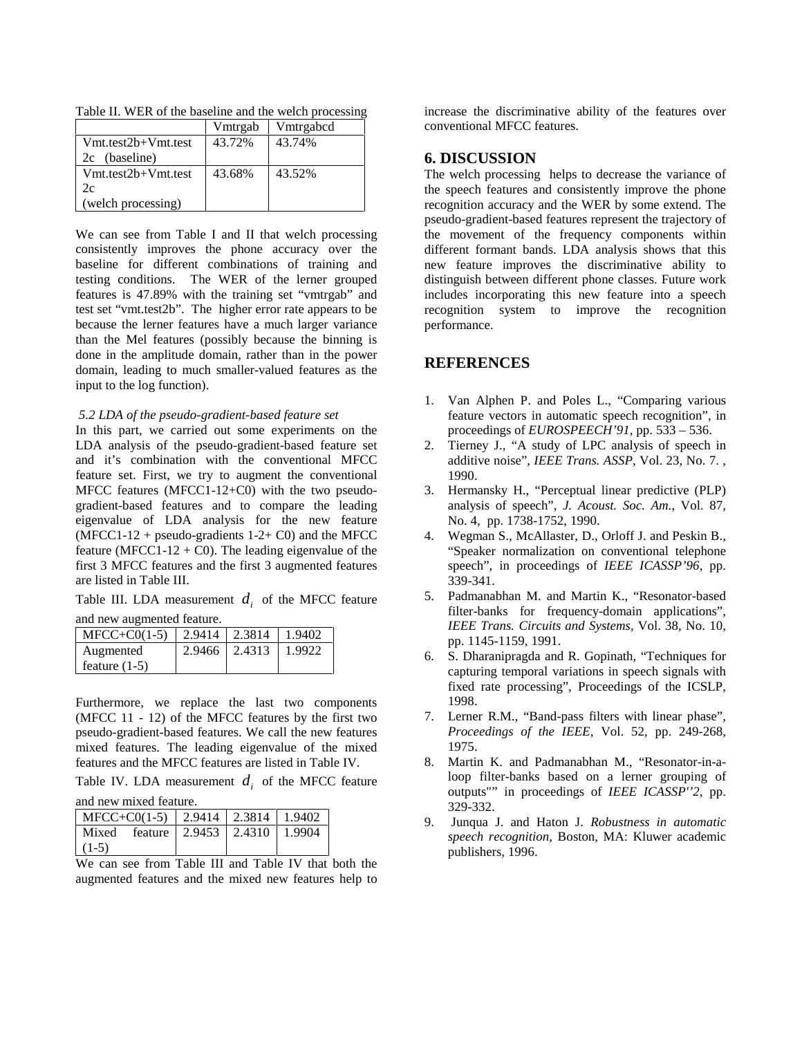Table II. WER of the baseline and the welch processing

| | Vmtrgab | Vmtrgabcd |
|---|---|---|
| Vmt.test2b+Vmt.test 2c (baseline) | 43.72% | 43.74% |
| Vmt.test2b+Vmt.test 2c (welch processing) | 43.68% | 43.52% |

We can see from Table I and II that welch processing consistently improves the phone accuracy over the baseline for different combinations of training and testing conditions. The WER of the lerner grouped features is 47.89% with the training set "vmtrgab" and test set "vmt.test2b". The higher error rate appears to be because the lerner features have a much larger variance than the Mel features (possibly because the binning is done in the amplitude domain, rather than in the power domain, leading to much smaller-valued features as the input to the log function).

*5.2 LDA of the pseudo-gradient-based feature set*

In this part, we carried out some experiments on the LDA analysis of the pseudo-gradient-based feature set and it's combination with the conventional MFCC feature set. First, we try to augment the conventional MFCC features (MFCC1-12+C0) with the two pseudo-gradient-based features and to compare the leading eigenvalue of LDA analysis for the new feature (MFCC1-12 + pseudo-gradients 1-2+ C0) and the MFCC feature (MFCC1-12 + C0). The leading eigenvalue of the first 3 MFCC features and the first 3 augmented features are listed in Table III.

Table III. LDA measurement $d_i$ of the MFCC feature and new augmented feature.

| | | | |
|---|---|---|---|
| MFCC+C0(1-5) | 2.9414 | 2.3814 | 1.9402 |
| Augmented feature (1-5) | 2.9466 | 2.4313 | 1.9922 |

Furthermore, we replace the last two components (MFCC 11 - 12) of the MFCC features by the first two pseudo-gradient-based features. We call the new features mixed features. The leading eigenvalue of the mixed features and the MFCC features are listed in Table IV.

Table IV. LDA measurement $d_i$ of the MFCC feature and new mixed feature.

| | | | |
|---|---|---|---|
| MFCC+C0(1-5) | 2.9414 | 2.3814 | 1.9402 |
| Mixed feature (1-5) | 2.9453 | 2.4310 | 1.9904 |

We can see from Table III and Table IV that both the augmented features and the mixed new features help to increase the discriminative ability of the features over conventional MFCC features.

## 6. DISCUSSION

The welch processing helps to decrease the variance of the speech features and consistently improve the phone recognition accuracy and the WER by some extend. The pseudo-gradient-based features represent the trajectory of the movement of the frequency components within different formant bands. LDA analysis shows that this new feature improves the discriminative ability to distinguish between different phone classes. Future work includes incorporating this new feature into a speech recognition system to improve the recognition performance.

## REFERENCES

1. Van Alphen P. and Poles L., "Comparing various feature vectors in automatic speech recognition", in proceedings of *EUROSPEECH'91*, pp. 533 – 536.
2. Tierney J., "A study of LPC analysis of speech in additive noise", *IEEE Trans. ASSP*, Vol. 23, No. 7. , 1990.
3. Hermansky H., "Perceptual linear predictive (PLP) analysis of speech", *J. Acoust. Soc. Am.*, Vol. 87, No. 4, pp. 1738-1752, 1990.
4. Wegman S., McAllaster, D., Orloff J. and Peskin B., "Speaker normalization on conventional telephone speech", in proceedings of *IEEE ICASSP'96*, pp. 339-341.
5. Padmanabhan M. and Martin K., "Resonator-based filter-banks for frequency-domain applications", *IEEE Trans. Circuits and Systems*, Vol. 38, No. 10, pp. 1145-1159, 1991.
6. S. Dharanipragda and R. Gopinath, "Techniques for capturing temporal variations in speech signals with fixed rate processing", Proceedings of the ICSLP, 1998.
7. Lerner R.M., "Band-pass filters with linear phase", *Proceedings of the IEEE*, Vol. 52, pp. 249-268, 1975.
8. Martin K. and Padmanabhan M., "Resonator-in-a-loop filter-banks based on a lerner grouping of outputs"" in proceedings of *IEEE ICASSP''2*, pp. 329-332.
9. Junqua J. and Haton J. *Robustness in automatic speech recognition*, Boston, MA: Kluwer academic publishers, 1996.